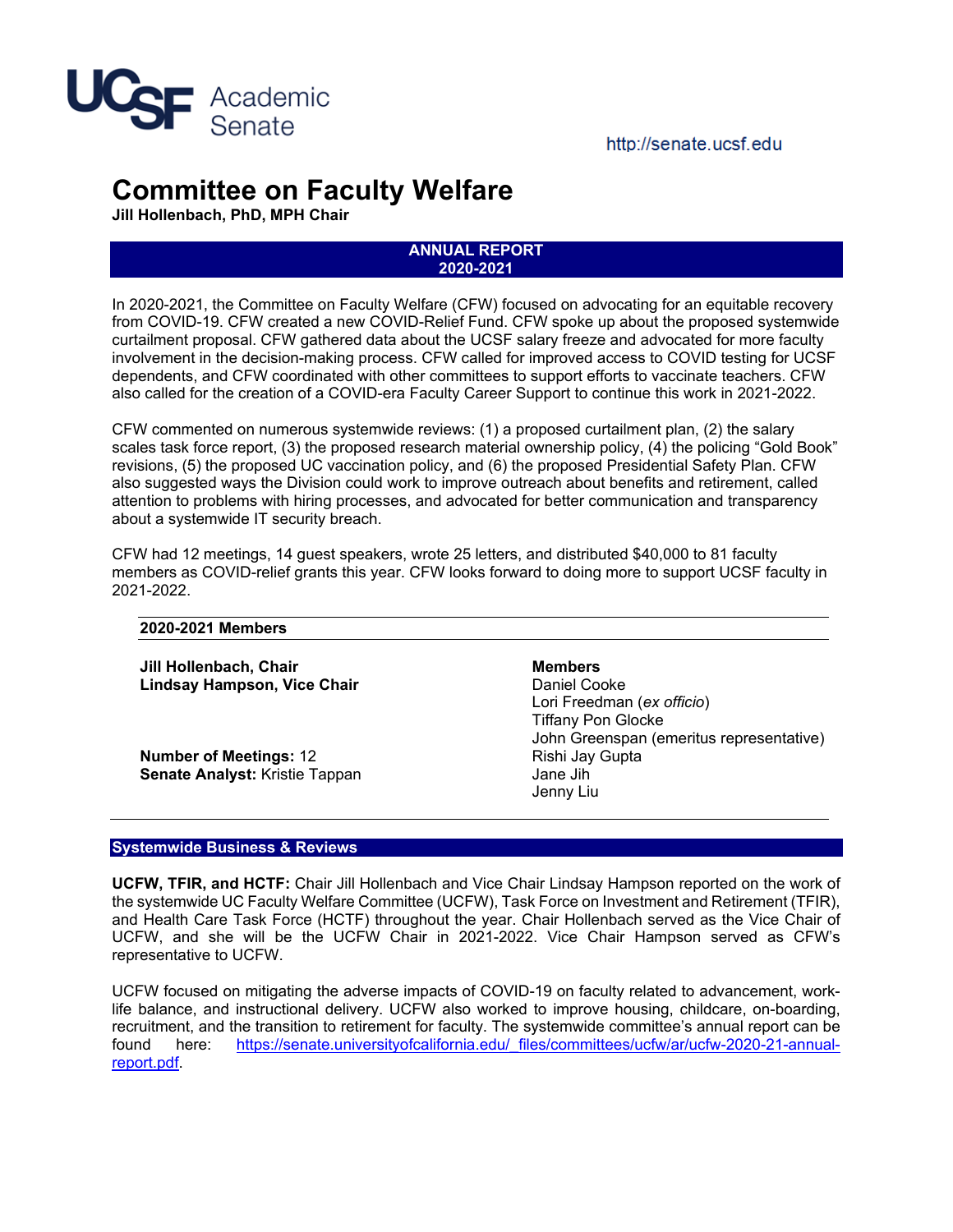UCSF Academic Senate

http://senate.ucsf.edu

# Committee on Faculty Welfare

**Jill Hollenbach, PhD, MPH Chair**

## ANNUAL REPORT 2020-2021

In 2020-2021, the Committee on Faculty Welfare (CFW) focused on advocating for an equitable recovery from COVID-19. CFW created a new COVID-Relief Fund. CFW spoke up about the proposed systemwide curtailment proposal. CFW gathered data about the UCSF salary freeze and advocated for more faculty involvement in the decision-making process. CFW called for improved access to COVID testing for UCSF dependents, and CFW coordinated with other committees to support efforts to vaccinate teachers. CFW also called for the creation of a COVID-era Faculty Career Support to continue this work in 2021-2022.

CFW commented on numerous systemwide reviews: (1) a proposed curtailment plan, (2) the salary scales task force report, (3) the proposed research material ownership policy, (4) the policing "Gold Book" revisions, (5) the proposed UC vaccination policy, and (6) the proposed Presidential Safety Plan. CFW also suggested ways the Division could work to improve outreach about benefits and retirement, called attention to problems with hiring processes, and advocated for better communication and transparency about a systemwide IT security breach.

CFW had 12 meetings, 14 guest speakers, wrote 25 letters, and distributed $40,000 to 81 faculty members as COVID-relief grants this year. CFW looks forward to doing more to support UCSF faculty in 2021-2022.

**2020-2021 Members**

**Jill Hollenbach, Chair**
**Lindsay Hampson, Vice Chair**

**Number of Meetings:** 12
**Senate Analyst:** Kristie Tappan

**Members**
Daniel Cooke
Lori Freedman (*ex officio*)
Tiffany Pon Glocke
John Greenspan (emeritus representative)
Rishi Jay Gupta
Jane Jih
Jenny Liu

## Systemwide Business & Reviews

**UCFW, TFIR, and HCTF:** Chair Jill Hollenbach and Vice Chair Lindsay Hampson reported on the work of the systemwide UC Faculty Welfare Committee (UCFW), Task Force on Investment and Retirement (TFIR), and Health Care Task Force (HCTF) throughout the year. Chair Hollenbach served as the Vice Chair of UCFW, and she will be the UCFW Chair in 2021-2022. Vice Chair Hampson served as CFW's representative to UCFW.

UCFW focused on mitigating the adverse impacts of COVID-19 on faculty related to advancement, work-life balance, and instructional delivery. UCFW also worked to improve housing, childcare, on-boarding, recruitment, and the transition to retirement for faculty. The systemwide committee's annual report can be found here: https://senate.universityofcalifornia.edu/_files/committees/ucfw/ar/ucfw-2020-21-annual-report.pdf.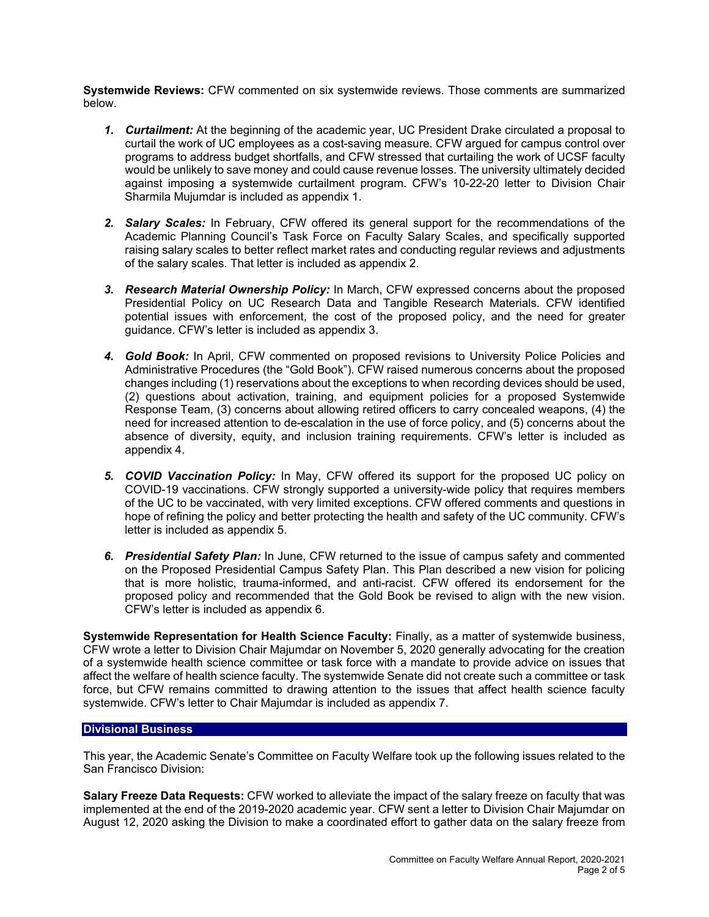**Systemwide Reviews:** CFW commented on six systemwide reviews. Those comments are summarized below.

1. ***Curtailment:*** At the beginning of the academic year, UC President Drake circulated a proposal to curtail the work of UC employees as a cost-saving measure. CFW argued for campus control over programs to address budget shortfalls, and CFW stressed that curtailing the work of UCSF faculty would be unlikely to save money and could cause revenue losses. The university ultimately decided against imposing a systemwide curtailment program. CFW's 10-22-20 letter to Division Chair Sharmila Mujumdar is included as appendix 1.

2. ***Salary Scales:*** In February, CFW offered its general support for the recommendations of the Academic Planning Council's Task Force on Faculty Salary Scales, and specifically supported raising salary scales to better reflect market rates and conducting regular reviews and adjustments of the salary scales. That letter is included as appendix 2.

3. ***Research Material Ownership Policy:*** In March, CFW expressed concerns about the proposed Presidential Policy on UC Research Data and Tangible Research Materials. CFW identified potential issues with enforcement, the cost of the proposed policy, and the need for greater guidance. CFW's letter is included as appendix 3.

4. ***Gold Book:*** In April, CFW commented on proposed revisions to University Police Policies and Administrative Procedures (the "Gold Book"). CFW raised numerous concerns about the proposed changes including (1) reservations about the exceptions to when recording devices should be used, (2) questions about activation, training, and equipment policies for a proposed Systemwide Response Team, (3) concerns about allowing retired officers to carry concealed weapons, (4) the need for increased attention to de-escalation in the use of force policy, and (5) concerns about the absence of diversity, equity, and inclusion training requirements. CFW's letter is included as appendix 4.

5. ***COVID Vaccination Policy:*** In May, CFW offered its support for the proposed UC policy on COVID-19 vaccinations. CFW strongly supported a university-wide policy that requires members of the UC to be vaccinated, with very limited exceptions. CFW offered comments and questions in hope of refining the policy and better protecting the health and safety of the UC community. CFW's letter is included as appendix 5.

6. ***Presidential Safety Plan:*** In June, CFW returned to the issue of campus safety and commented on the Proposed Presidential Campus Safety Plan. This Plan described a new vision for policing that is more holistic, trauma-informed, and anti-racist. CFW offered its endorsement for the proposed policy and recommended that the Gold Book be revised to align with the new vision. CFW's letter is included as appendix 6.

**Systemwide Representation for Health Science Faculty:** Finally, as a matter of systemwide business, CFW wrote a letter to Division Chair Majumdar on November 5, 2020 generally advocating for the creation of a systemwide health science committee or task force with a mandate to provide advice on issues that affect the welfare of health science faculty. The systemwide Senate did not create such a committee or task force, but CFW remains committed to drawing attention to the issues that affect health science faculty systemwide. CFW's letter to Chair Majumdar is included as appendix 7.

## Divisional Business

This year, the Academic Senate's Committee on Faculty Welfare took up the following issues related to the San Francisco Division:

**Salary Freeze Data Requests:** CFW worked to alleviate the impact of the salary freeze on faculty that was implemented at the end of the 2019-2020 academic year. CFW sent a letter to Division Chair Majumdar on August 12, 2020 asking the Division to make a coordinated effort to gather data on the salary freeze from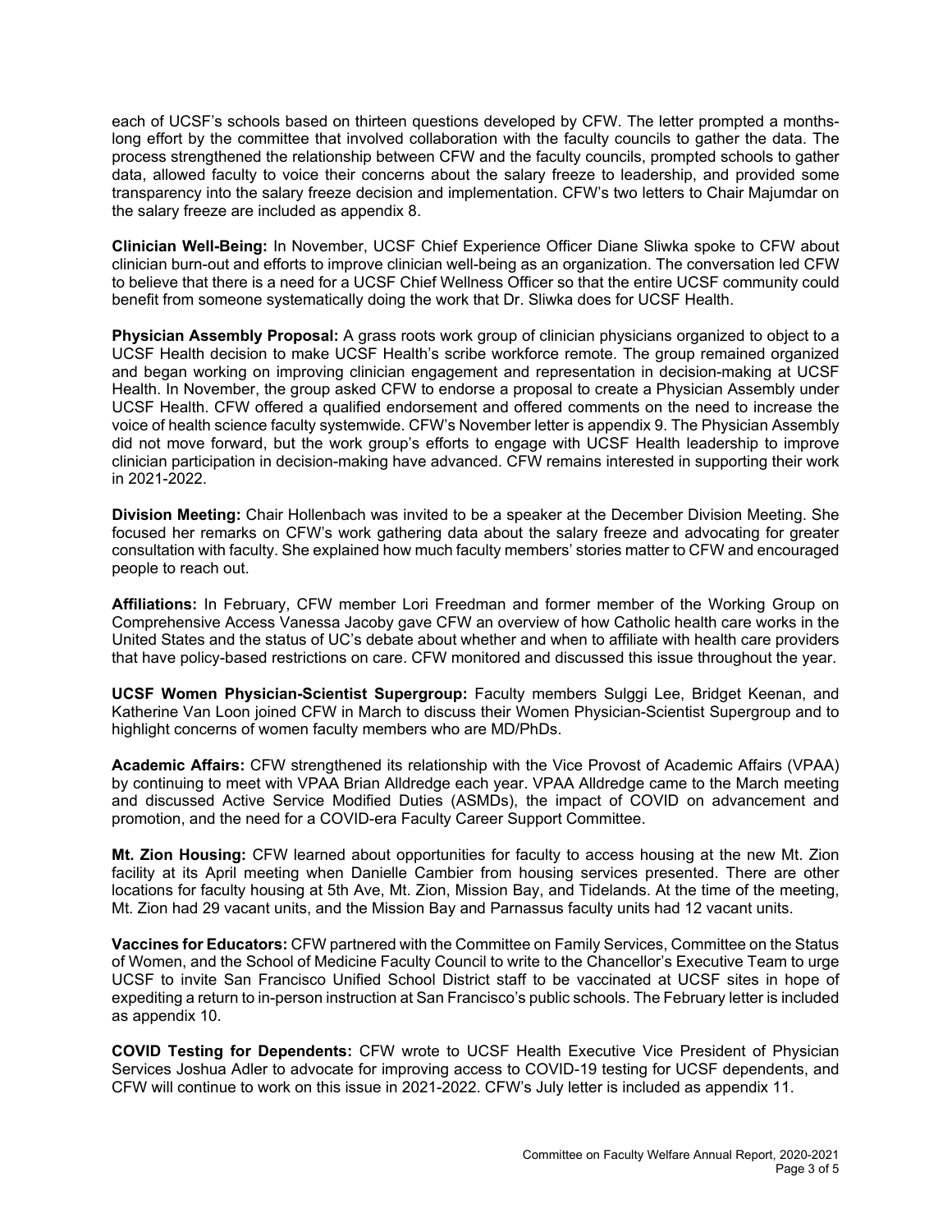each of UCSF's schools based on thirteen questions developed by CFW. The letter prompted a months-long effort by the committee that involved collaboration with the faculty councils to gather the data. The process strengthened the relationship between CFW and the faculty councils, prompted schools to gather data, allowed faculty to voice their concerns about the salary freeze to leadership, and provided some transparency into the salary freeze decision and implementation. CFW's two letters to Chair Majumdar on the salary freeze are included as appendix 8.

**Clinician Well-Being:** In November, UCSF Chief Experience Officer Diane Sliwka spoke to CFW about clinician burn-out and efforts to improve clinician well-being as an organization. The conversation led CFW to believe that there is a need for a UCSF Chief Wellness Officer so that the entire UCSF community could benefit from someone systematically doing the work that Dr. Sliwka does for UCSF Health.

**Physician Assembly Proposal:** A grass roots work group of clinician physicians organized to object to a UCSF Health decision to make UCSF Health's scribe workforce remote. The group remained organized and began working on improving clinician engagement and representation in decision-making at UCSF Health. In November, the group asked CFW to endorse a proposal to create a Physician Assembly under UCSF Health. CFW offered a qualified endorsement and offered comments on the need to increase the voice of health science faculty systemwide. CFW's November letter is appendix 9. The Physician Assembly did not move forward, but the work group's efforts to engage with UCSF Health leadership to improve clinician participation in decision-making have advanced. CFW remains interested in supporting their work in 2021-2022.

**Division Meeting:** Chair Hollenbach was invited to be a speaker at the December Division Meeting. She focused her remarks on CFW's work gathering data about the salary freeze and advocating for greater consultation with faculty. She explained how much faculty members' stories matter to CFW and encouraged people to reach out.

**Affiliations:** In February, CFW member Lori Freedman and former member of the Working Group on Comprehensive Access Vanessa Jacoby gave CFW an overview of how Catholic health care works in the United States and the status of UC's debate about whether and when to affiliate with health care providers that have policy-based restrictions on care. CFW monitored and discussed this issue throughout the year.

**UCSF Women Physician-Scientist Supergroup:** Faculty members Sulggi Lee, Bridget Keenan, and Katherine Van Loon joined CFW in March to discuss their Women Physician-Scientist Supergroup and to highlight concerns of women faculty members who are MD/PhDs.

**Academic Affairs:** CFW strengthened its relationship with the Vice Provost of Academic Affairs (VPAA) by continuing to meet with VPAA Brian Alldredge each year. VPAA Alldredge came to the March meeting and discussed Active Service Modified Duties (ASMDs), the impact of COVID on advancement and promotion, and the need for a COVID-era Faculty Career Support Committee.

**Mt. Zion Housing:** CFW learned about opportunities for faculty to access housing at the new Mt. Zion facility at its April meeting when Danielle Cambier from housing services presented. There are other locations for faculty housing at 5th Ave, Mt. Zion, Mission Bay, and Tidelands. At the time of the meeting, Mt. Zion had 29 vacant units, and the Mission Bay and Parnassus faculty units had 12 vacant units.

**Vaccines for Educators:** CFW partnered with the Committee on Family Services, Committee on the Status of Women, and the School of Medicine Faculty Council to write to the Chancellor's Executive Team to urge UCSF to invite San Francisco Unified School District staff to be vaccinated at UCSF sites in hope of expediting a return to in-person instruction at San Francisco's public schools. The February letter is included as appendix 10.

**COVID Testing for Dependents:** CFW wrote to UCSF Health Executive Vice President of Physician Services Joshua Adler to advocate for improving access to COVID-19 testing for UCSF dependents, and CFW will continue to work on this issue in 2021-2022. CFW's July letter is included as appendix 11.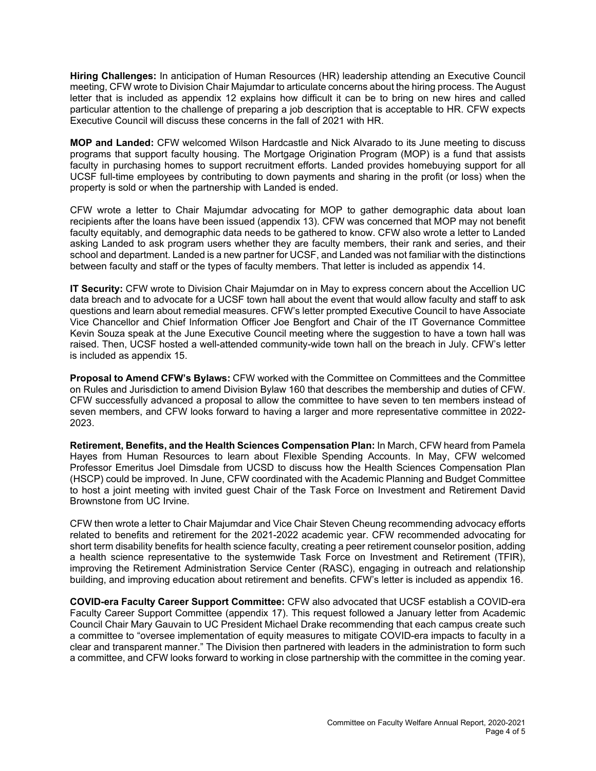**Hiring Challenges:** In anticipation of Human Resources (HR) leadership attending an Executive Council meeting, CFW wrote to Division Chair Majumdar to articulate concerns about the hiring process. The August letter that is included as appendix 12 explains how difficult it can be to bring on new hires and called particular attention to the challenge of preparing a job description that is acceptable to HR. CFW expects Executive Council will discuss these concerns in the fall of 2021 with HR.

**MOP and Landed:** CFW welcomed Wilson Hardcastle and Nick Alvarado to its June meeting to discuss programs that support faculty housing. The Mortgage Origination Program (MOP) is a fund that assists faculty in purchasing homes to support recruitment efforts. Landed provides homebuying support for all UCSF full-time employees by contributing to down payments and sharing in the profit (or loss) when the property is sold or when the partnership with Landed is ended.

CFW wrote a letter to Chair Majumdar advocating for MOP to gather demographic data about loan recipients after the loans have been issued (appendix 13). CFW was concerned that MOP may not benefit faculty equitably, and demographic data needs to be gathered to know. CFW also wrote a letter to Landed asking Landed to ask program users whether they are faculty members, their rank and series, and their school and department. Landed is a new partner for UCSF, and Landed was not familiar with the distinctions between faculty and staff or the types of faculty members. That letter is included as appendix 14.

**IT Security:** CFW wrote to Division Chair Majumdar on in May to express concern about the Accellion UC data breach and to advocate for a UCSF town hall about the event that would allow faculty and staff to ask questions and learn about remedial measures. CFW's letter prompted Executive Council to have Associate Vice Chancellor and Chief Information Officer Joe Bengfort and Chair of the IT Governance Committee Kevin Souza speak at the June Executive Council meeting where the suggestion to have a town hall was raised. Then, UCSF hosted a well-attended community-wide town hall on the breach in July. CFW's letter is included as appendix 15.

**Proposal to Amend CFW's Bylaws:** CFW worked with the Committee on Committees and the Committee on Rules and Jurisdiction to amend Division Bylaw 160 that describes the membership and duties of CFW. CFW successfully advanced a proposal to allow the committee to have seven to ten members instead of seven members, and CFW looks forward to having a larger and more representative committee in 2022-2023.

**Retirement, Benefits, and the Health Sciences Compensation Plan:** In March, CFW heard from Pamela Hayes from Human Resources to learn about Flexible Spending Accounts. In May, CFW welcomed Professor Emeritus Joel Dimsdale from UCSD to discuss how the Health Sciences Compensation Plan (HSCP) could be improved. In June, CFW coordinated with the Academic Planning and Budget Committee to host a joint meeting with invited guest Chair of the Task Force on Investment and Retirement David Brownstone from UC Irvine.

CFW then wrote a letter to Chair Majumdar and Vice Chair Steven Cheung recommending advocacy efforts related to benefits and retirement for the 2021-2022 academic year. CFW recommended advocating for short term disability benefits for health science faculty, creating a peer retirement counselor position, adding a health science representative to the systemwide Task Force on Investment and Retirement (TFIR), improving the Retirement Administration Service Center (RASC), engaging in outreach and relationship building, and improving education about retirement and benefits. CFW's letter is included as appendix 16.

**COVID-era Faculty Career Support Committee:** CFW also advocated that UCSF establish a COVID-era Faculty Career Support Committee (appendix 17). This request followed a January letter from Academic Council Chair Mary Gauvain to UC President Michael Drake recommending that each campus create such a committee to "oversee implementation of equity measures to mitigate COVID-era impacts to faculty in a clear and transparent manner." The Division then partnered with leaders in the administration to form such a committee, and CFW looks forward to working in close partnership with the committee in the coming year.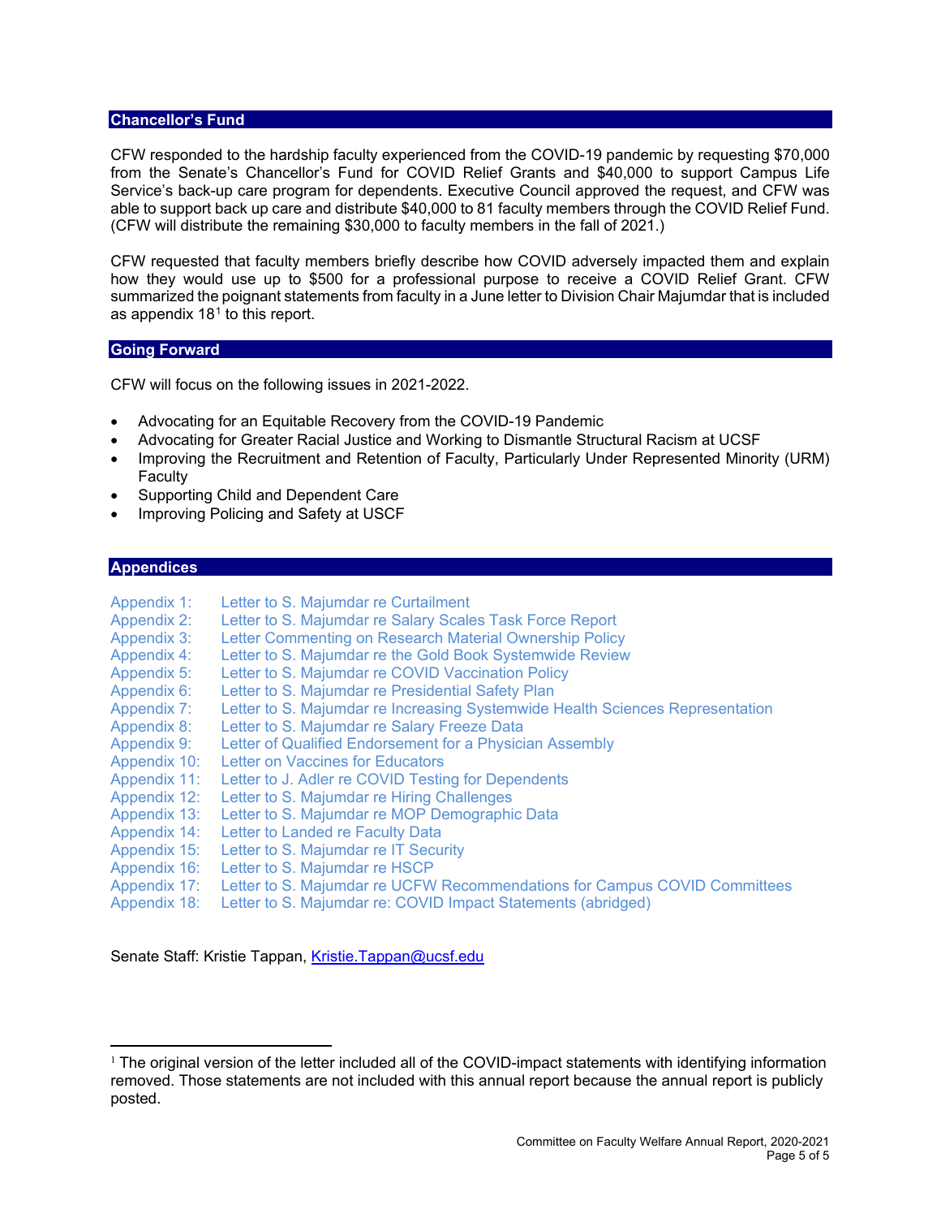## Chancellor's Fund

CFW responded to the hardship faculty experienced from the COVID-19 pandemic by requesting $70,000 from the Senate's Chancellor's Fund for COVID Relief Grants and $40,000 to support Campus Life Service's back-up care program for dependents. Executive Council approved the request, and CFW was able to support back up care and distribute $40,000 to 81 faculty members through the COVID Relief Fund. (CFW will distribute the remaining $30,000 to faculty members in the fall of 2021.)

CFW requested that faculty members briefly describe how COVID adversely impacted them and explain how they would use up to $500 for a professional purpose to receive a COVID Relief Grant. CFW summarized the poignant statements from faculty in a June letter to Division Chair Majumdar that is included as appendix 18[1] to this report.

## Going Forward

CFW will focus on the following issues in 2021-2022.

- Advocating for an Equitable Recovery from the COVID-19 Pandemic
- Advocating for Greater Racial Justice and Working to Dismantle Structural Racism at UCSF
- Improving the Recruitment and Retention of Faculty, Particularly Under Represented Minority (URM) Faculty
- Supporting Child and Dependent Care
- Improving Policing and Safety at USCF

## Appendices

| | |
|---|---|
| Appendix 1: | Letter to S. Majumdar re Curtailment |
| Appendix 2: | Letter to S. Majumdar re Salary Scales Task Force Report |
| Appendix 3: | Letter Commenting on Research Material Ownership Policy |
| Appendix 4: | Letter to S. Majumdar re the Gold Book Systemwide Review |
| Appendix 5: | Letter to S. Majumdar re COVID Vaccination Policy |
| Appendix 6: | Letter to S. Majumdar re Presidential Safety Plan |
| Appendix 7: | Letter to S. Majumdar re Increasing Systemwide Health Sciences Representation |
| Appendix 8: | Letter to S. Majumdar re Salary Freeze Data |
| Appendix 9: | Letter of Qualified Endorsement for a Physician Assembly |
| Appendix 10: | Letter on Vaccines for Educators |
| Appendix 11: | Letter to J. Adler re COVID Testing for Dependents |
| Appendix 12: | Letter to S. Majumdar re Hiring Challenges |
| Appendix 13: | Letter to S. Majumdar re MOP Demographic Data |
| Appendix 14: | Letter to Landed re Faculty Data |
| Appendix 15: | Letter to S. Majumdar re IT Security |
| Appendix 16: | Letter to S. Majumdar re HSCP |
| Appendix 17: | Letter to S. Majumdar re UCFW Recommendations for Campus COVID Committees |
| Appendix 18: | Letter to S. Majumdar re: COVID Impact Statements (abridged) |

Senate Staff: Kristie Tappan, Kristie.Tappan@ucsf.edu

[1] The original version of the letter included all of the COVID-impact statements with identifying information removed. Those statements are not included with this annual report because the annual report is publicly posted.